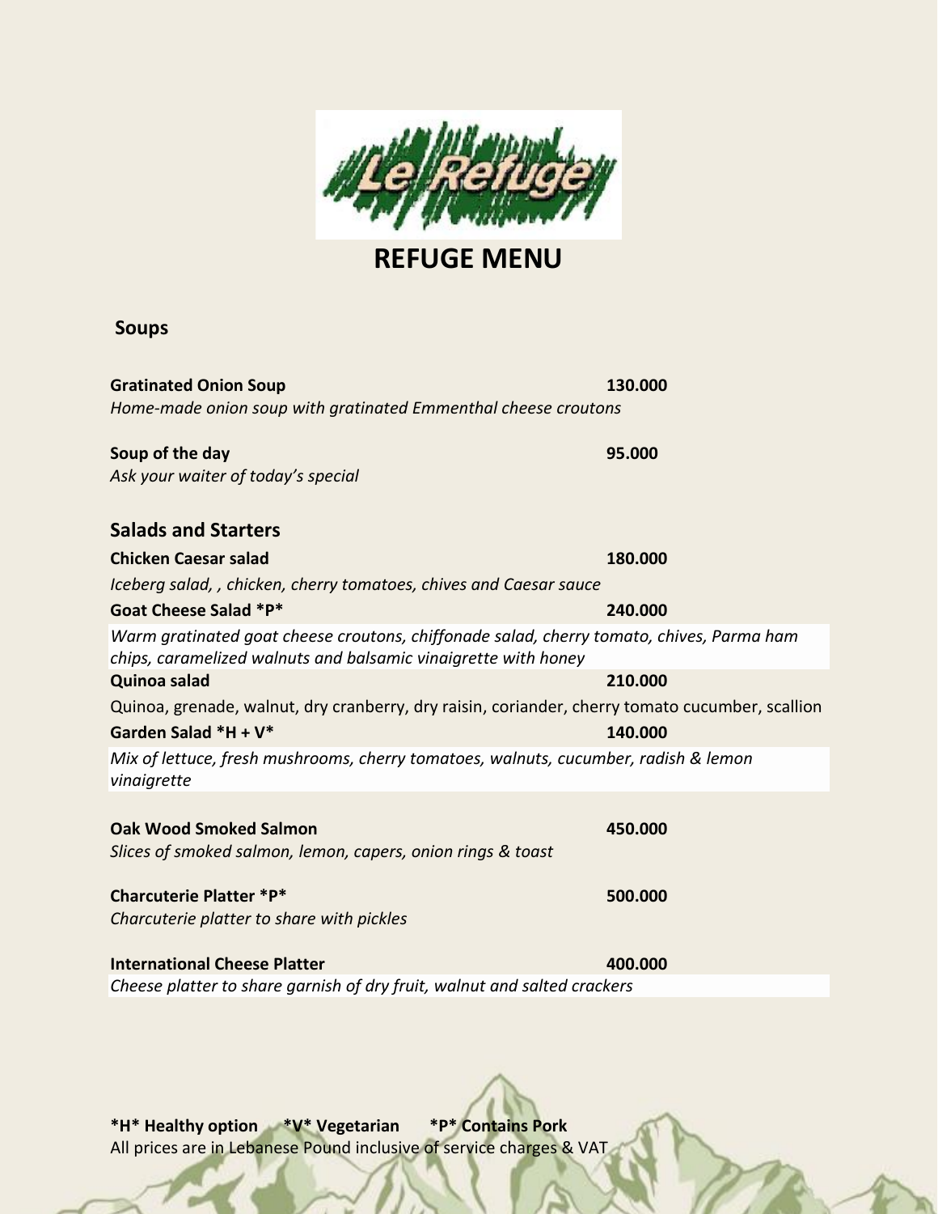# REFUGE MENU

## Soups

**Gratinated Onion Soup** **130.000**
*Home-made onion soup with gratinated Emmenthal cheese croutons*

**Soup of the day** **95.000**
*Ask your waiter of today's special*

## Salads and Starters

**Chicken Caesar salad** **180.000**
*Iceberg salad, , chicken, cherry tomatoes, chives and Caesar sauce*

**Goat Cheese Salad *P*** **240.000**
*Warm gratinated goat cheese croutons, chiffonade salad, cherry tomato, chives, Parma ham chips, caramelized walnuts and balsamic vinaigrette with honey*

**Quinoa salad** **210.000**
Quinoa, grenade, walnut, dry cranberry, dry raisin, coriander, cherry tomato cucumber, scallion

**Garden Salad *H + V*** **140.000**
*Mix of lettuce, fresh mushrooms, cherry tomatoes, walnuts, cucumber, radish & lemon vinaigrette*

**Oak Wood Smoked Salmon** **450.000**
*Slices of smoked salmon, lemon, capers, onion rings & toast*

**Charcuterie Platter *P*** **500.000**
*Charcuterie platter to share with pickles*

**International Cheese Platter** **400.000**
*Cheese platter to share garnish of dry fruit, walnut and salted crackers*

**\*H\* Healthy option** **\*V\* Vegetarian** **\*P\* Contains Pork**
All prices are in Lebanese Pound inclusive of service charges & VAT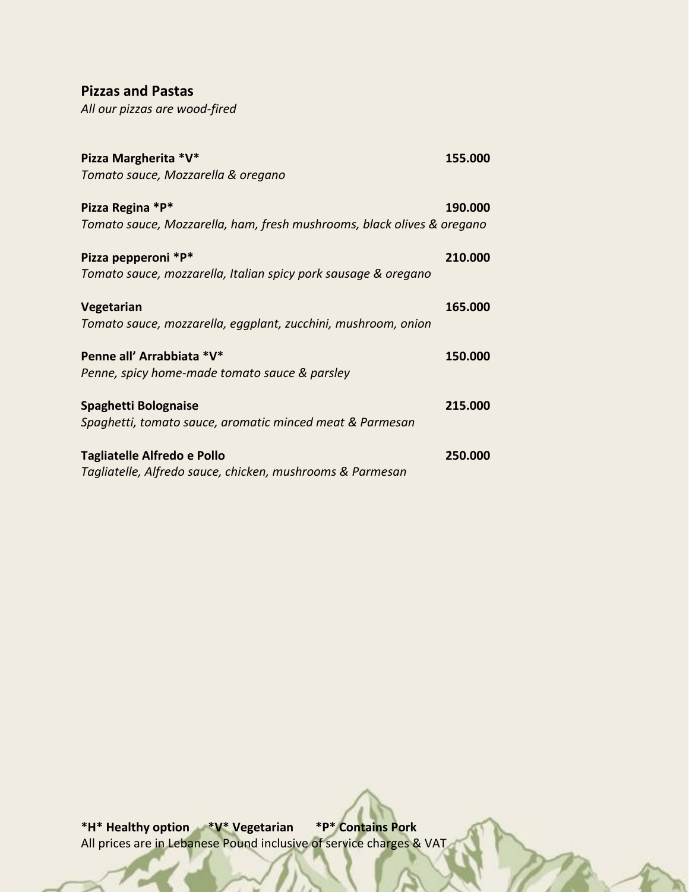## Pizzas and Pastas

*All our pizzas are wood-fired*

**Pizza Margherita *V*** **155.000**
*Tomato sauce, Mozzarella & oregano*

**Pizza Regina *P*** **190.000**
*Tomato sauce, Mozzarella, ham, fresh mushrooms, black olives & oregano*

**Pizza pepperoni *P*** **210.000**
*Tomato sauce, mozzarella, Italian spicy pork sausage & oregano*

**Vegetarian** **165.000**
*Tomato sauce, mozzarella, eggplant, zucchini, mushroom, onion*

**Penne all' Arrabbiata *V*** **150.000**
*Penne, spicy home-made tomato sauce & parsley*

**Spaghetti Bolognaise** **215.000**
*Spaghetti, tomato sauce, aromatic minced meat & Parmesan*

**Tagliatelle Alfredo e Pollo** **250.000**
*Tagliatelle, Alfredo sauce, chicken, mushrooms & Parmesan*

**\*H\* Healthy option** **\*V\* Vegetarian** **\*P\* Contains Pork**

All prices are in Lebanese Pound inclusive of service charges & VAT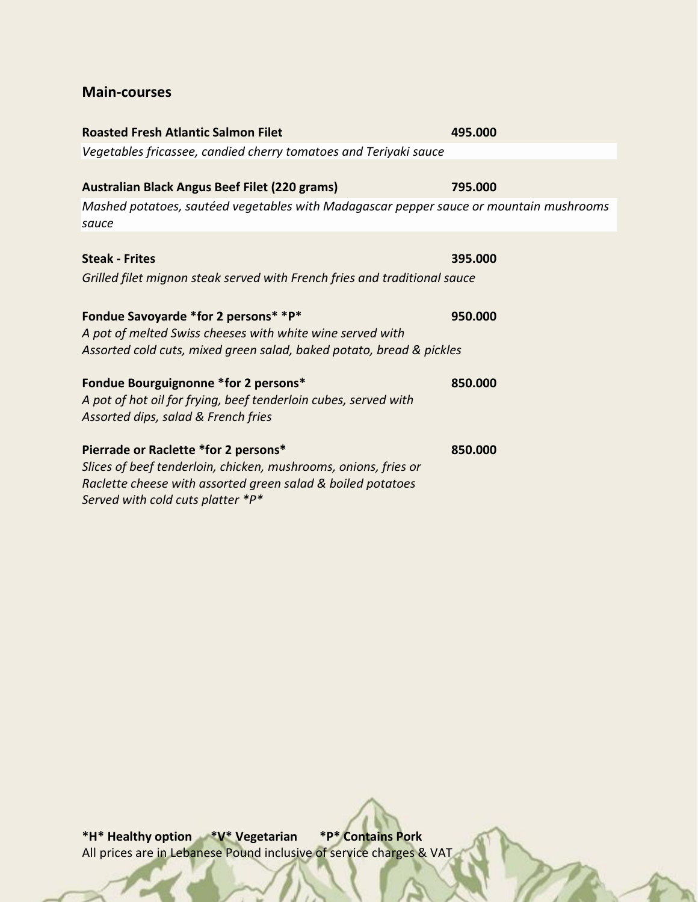## Main-courses

**Roasted Fresh Atlantic Salmon Filet** **495.000**
*Vegetables fricassee, candied cherry tomatoes and Teriyaki sauce*

**Australian Black Angus Beef Filet (220 grams)** **795.000**
*Mashed potatoes, sautéed vegetables with Madagascar pepper sauce or mountain mushrooms sauce*

**Steak - Frites** **395.000**
*Grilled filet mignon steak served with French fries and traditional sauce*

**Fondue Savoyarde *for 2 persons* *P*** **950.000**
*A pot of melted Swiss cheeses with white wine served with*
*Assorted cold cuts, mixed green salad, baked potato, bread & pickles*

**Fondue Bourguignonne *for 2 persons*** **850.000**
*A pot of hot oil for frying, beef tenderloin cubes, served with*
*Assorted dips, salad & French fries*

**Pierrade or Raclette *for 2 persons*** **850.000**
*Slices of beef tenderloin, chicken, mushrooms, onions, fries or*
*Raclette cheese with assorted green salad & boiled potatoes*
*Served with cold cuts platter *P**

**\*H\* Healthy option** **\*V\* Vegetarian** **\*P\* Contains Pork**
All prices are in Lebanese Pound inclusive of service charges & VAT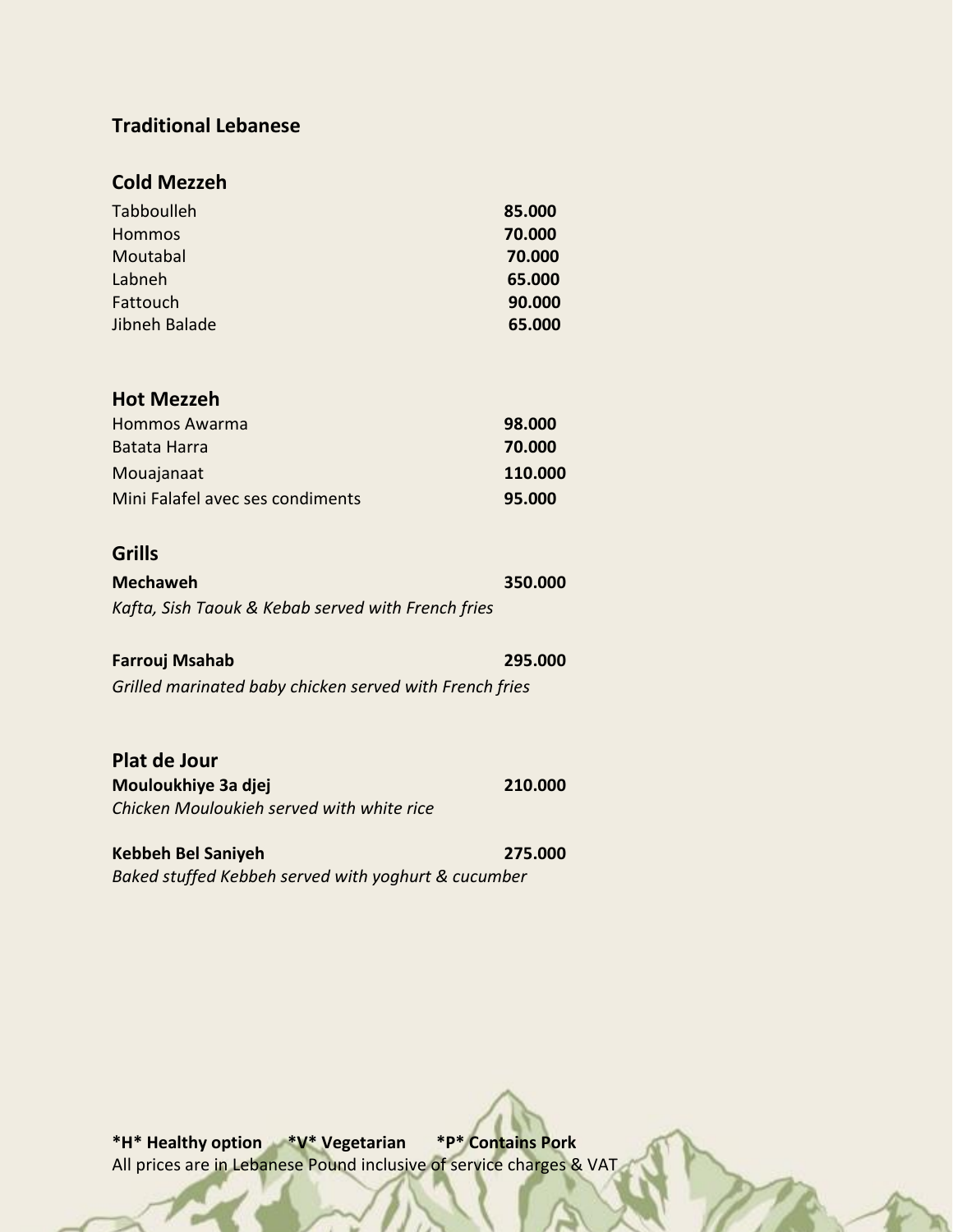## Traditional Lebanese

### Cold Mezzeh

| | |
|---|---|
| Tabboulleh | **85.000** |
| Hommos | **70.000** |
| Moutabal | **70.000** |
| Labneh | **65.000** |
| Fattouch | **90.000** |
| Jibneh Balade | **65.000** |

### Hot Mezzeh

| | |
|---|---|
| Hommos Awarma | **98.000** |
| Batata Harra | **70.000** |
| Mouajanaat | **110.000** |
| Mini Falafel avec ses condiments | **95.000** |

### Grills

**Mechaweh** **350.000**
*Kafta, Sish Taouk & Kebab served with French fries*

**Farrouj Msahab** **295.000**
*Grilled marinated baby chicken served with French fries*

### Plat de Jour

**Mouloukhiye 3a djej** **210.000**
*Chicken Mouloukieh served with white rice*

**Kebbeh Bel Saniyeh** **275.000**
*Baked stuffed Kebbeh served with yoghurt & cucumber*

**\*H\* Healthy option** **\*V\* Vegetarian** **\*P\* Contains Pork**
All prices are in Lebanese Pound inclusive of service charges & VAT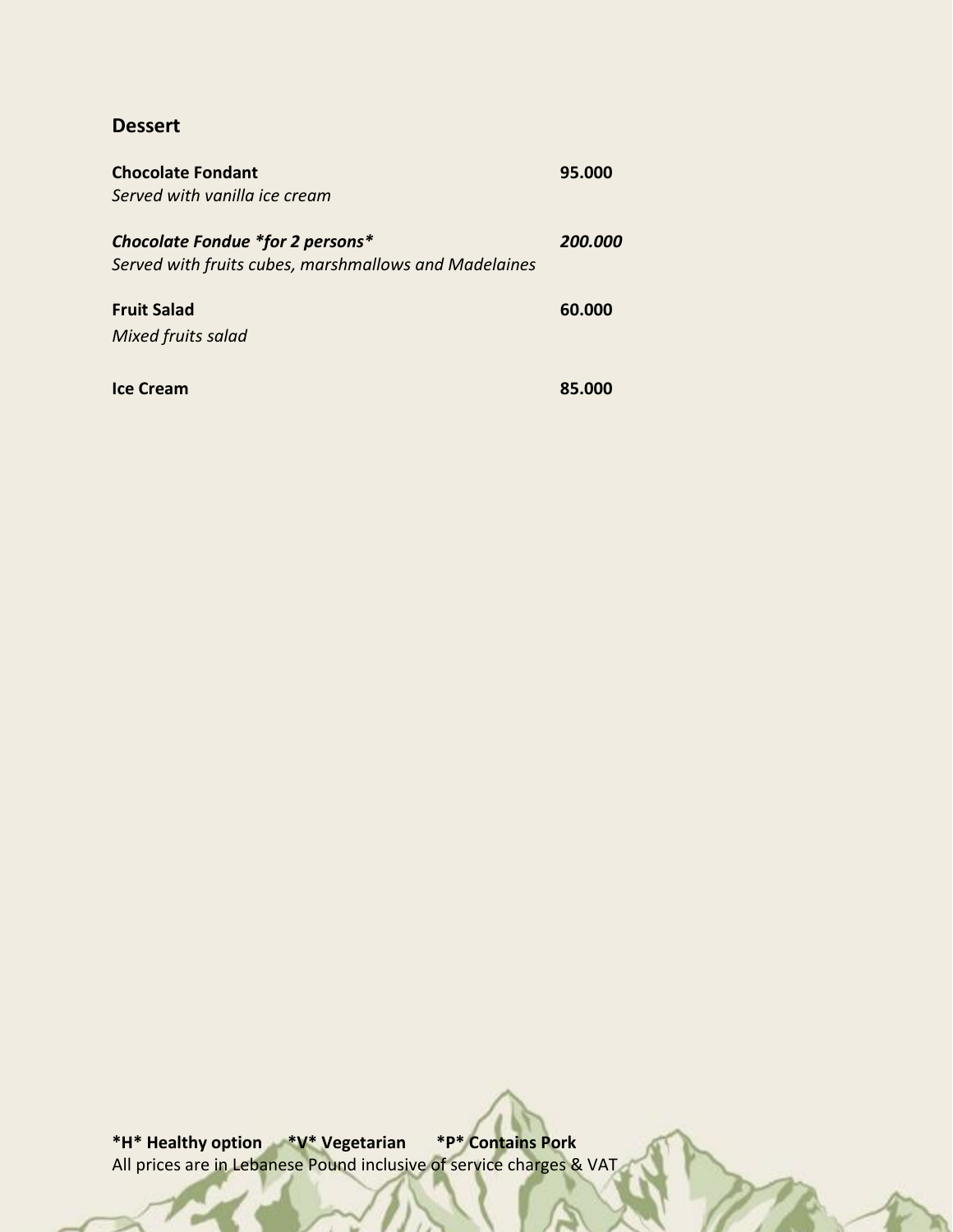## Dessert

**Chocolate Fondant** **95.000**
*Served with vanilla ice cream*

***Chocolate Fondue *for 2 persons**** ***200.000***
*Served with fruits cubes, marshmallows and Madelaines*

**Fruit Salad** **60.000**
*Mixed fruits salad*

**Ice Cream** **85.000**

**\*H\* Healthy option** **\*V\* Vegetarian** **\*P\* Contains Pork**
All prices are in Lebanese Pound inclusive of service charges & VAT